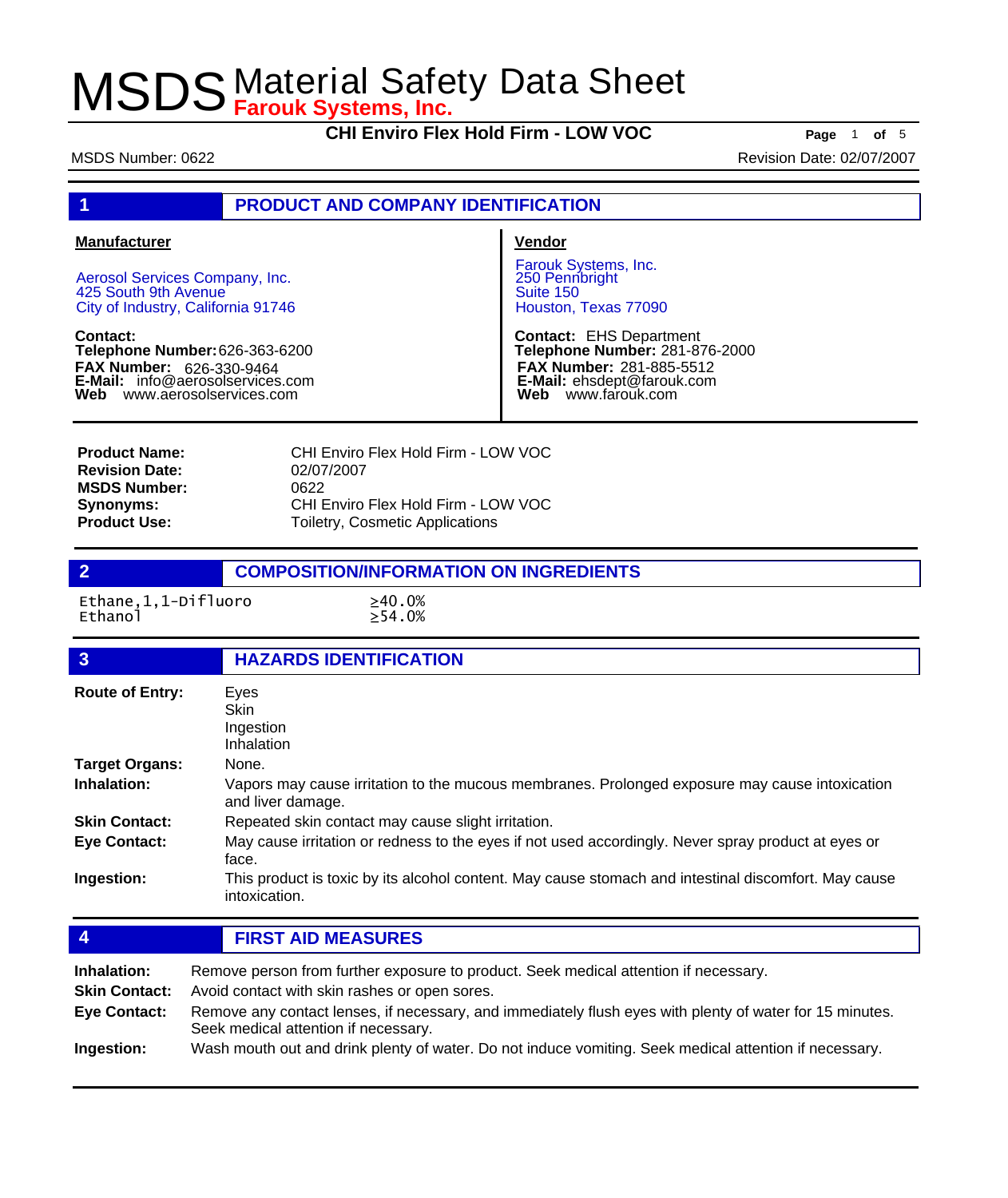# MSDS Material Safety Data Sheet
**Farouk Systems, Inc.**

**CHI Enviro Flex Hold Firm - LOW VOC**

MSDS Number: 0622

Revision Date: 02/07/2007

## 1 PRODUCT AND COMPANY IDENTIFICATION

**Manufacturer**

Aerosol Services Company, Inc.
425 South 9th Avenue
City of Industry, California 91746

**Contact:**
**Telephone Number:** 626-363-6200
**FAX Number:** 626-330-9464
**E-Mail:** info@aerosolservices.com
**Web** www.aerosolservices.com

**Vendor**

Farouk Systems, Inc.
250 Pennbright
Suite 150
Houston, Texas 77090

**Contact:** EHS Department
**Telephone Number:** 281-876-2000
**FAX Number:** 281-885-5512
**E-Mail:** ehsdept@farouk.com
**Web** www.farouk.com

**Product Name:** CHI Enviro Flex Hold Firm - LOW VOC
**Revision Date:** 02/07/2007
**MSDS Number:** 0622
**Synonyms:** CHI Enviro Flex Hold Firm - LOW VOC
**Product Use:** Toiletry, Cosmetic Applications

## 2 COMPOSITION/INFORMATION ON INGREDIENTS

| Ingredient | % |
|---|---|
| Ethane,1,1-Difluoro | ≥40.0% |
| Ethanol | ≥54.0% |

## 3 HAZARDS IDENTIFICATION

**Route of Entry:** Eyes
Skin
Ingestion
Inhalation

**Target Organs:** None.

**Inhalation:** Vapors may cause irritation to the mucous membranes. Prolonged exposure may cause intoxication and liver damage.

**Skin Contact:** Repeated skin contact may cause slight irritation.

**Eye Contact:** May cause irritation or redness to the eyes if not used accordingly. Never spray product at eyes or face.

**Ingestion:** This product is toxic by its alcohol content. May cause stomach and intestinal discomfort. May cause intoxication.

## 4 FIRST AID MEASURES

**Inhalation:** Remove person from further exposure to product. Seek medical attention if necessary.

**Skin Contact:** Avoid contact with skin rashes or open sores.

**Eye Contact:** Remove any contact lenses, if necessary, and immediately flush eyes with plenty of water for 15 minutes. Seek medical attention if necessary.

**Ingestion:** Wash mouth out and drink plenty of water. Do not induce vomiting. Seek medical attention if necessary.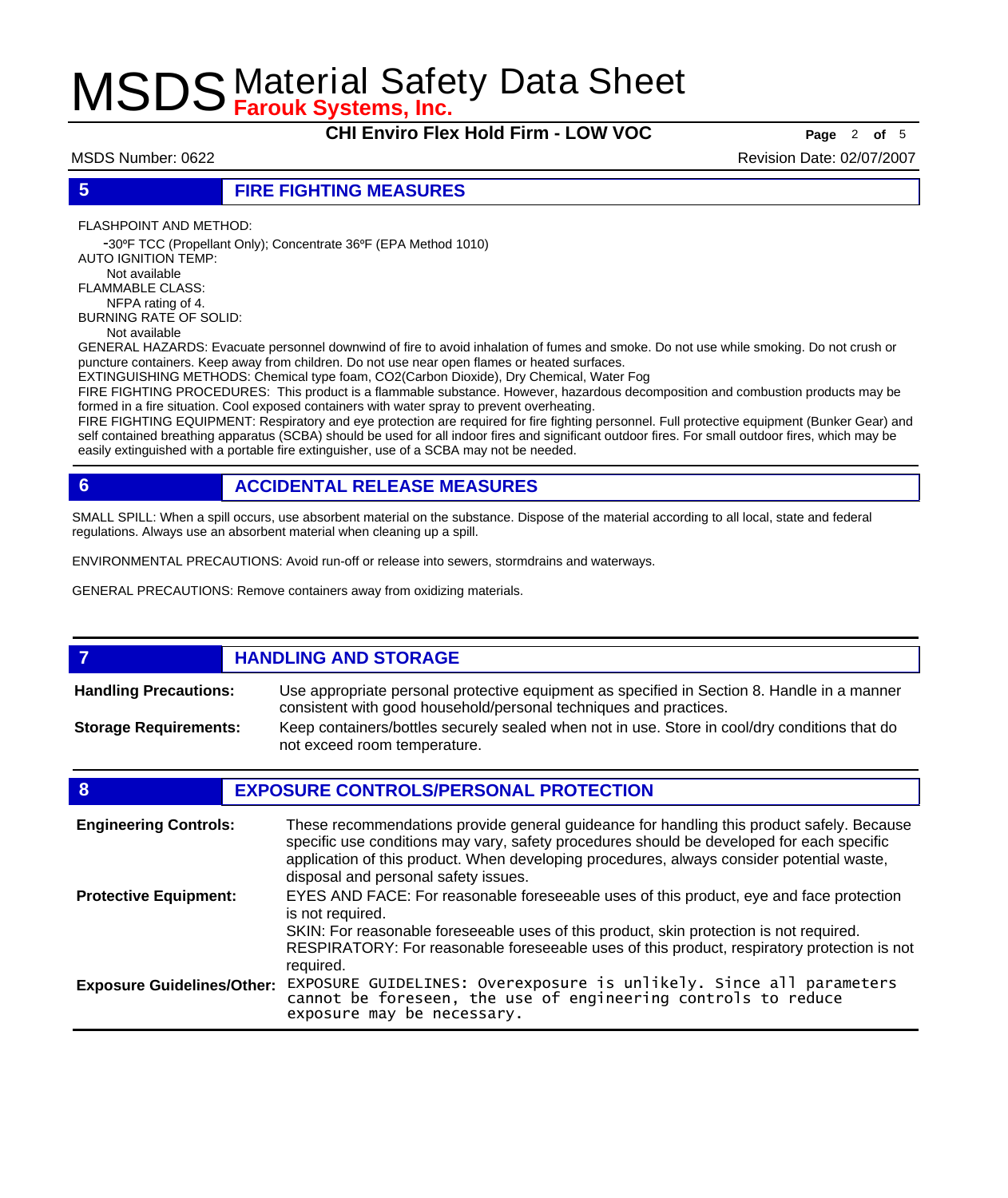## 5 FIRE FIGHTING MEASURES

FLASHPOINT AND METHOD:
-30ºF TCC (Propellant Only); Concentrate 36ºF (EPA Method 1010)
AUTO IGNITION TEMP:
Not available
FLAMMABLE CLASS:
NFPA rating of 4.
BURNING RATE OF SOLID:
Not available
GENERAL HAZARDS: Evacuate personnel downwind of fire to avoid inhalation of fumes and smoke. Do not use while smoking. Do not crush or puncture containers. Keep away from children. Do not use near open flames or heated surfaces.
EXTINGUISHING METHODS: Chemical type foam, CO2(Carbon Dioxide), Dry Chemical, Water Fog
FIRE FIGHTING PROCEDURES: This product is a flammable substance. However, hazardous decomposition and combustion products may be formed in a fire situation. Cool exposed containers with water spray to prevent overheating.
FIRE FIGHTING EQUIPMENT: Respiratory and eye protection are required for fire fighting personnel. Full protective equipment (Bunker Gear) and self contained breathing apparatus (SCBA) should be used for all indoor fires and significant outdoor fires. For small outdoor fires, which may be easily extinguished with a portable fire extinguisher, use of a SCBA may not be needed.

## 6 ACCIDENTAL RELEASE MEASURES

SMALL SPILL: When a spill occurs, use absorbent material on the substance. Dispose of the material according to all local, state and federal regulations. Always use an absorbent material when cleaning up a spill.

ENVIRONMENTAL PRECAUTIONS: Avoid run-off or release into sewers, stormdrains and waterways.

GENERAL PRECAUTIONS: Remove containers away from oxidizing materials.

## 7 HANDLING AND STORAGE

**Handling Precautions:** Use appropriate personal protective equipment as specified in Section 8. Handle in a manner consistent with good household/personal techniques and practices.

**Storage Requirements:** Keep containers/bottles securely sealed when not in use. Store in cool/dry conditions that do not exceed room temperature.

## 8 EXPOSURE CONTROLS/PERSONAL PROTECTION

**Engineering Controls:** These recommendations provide general guideance for handling this product safely. Because specific use conditions may vary, safety procedures should be developed for each specific application of this product. When developing procedures, always consider potential waste, disposal and personal safety issues.

**Protective Equipment:** EYES AND FACE: For reasonable foreseeable uses of this product, eye and face protection is not required.
SKIN: For reasonable foreseeable uses of this product, skin protection is not required.
RESPIRATORY: For reasonable foreseeable uses of this product, respiratory protection is not required.

**Exposure Guidelines/Other:** EXPOSURE GUIDELINES: Overexposure is unlikely. Since all parameters cannot be foreseen, the use of engineering controls to reduce exposure may be necessary.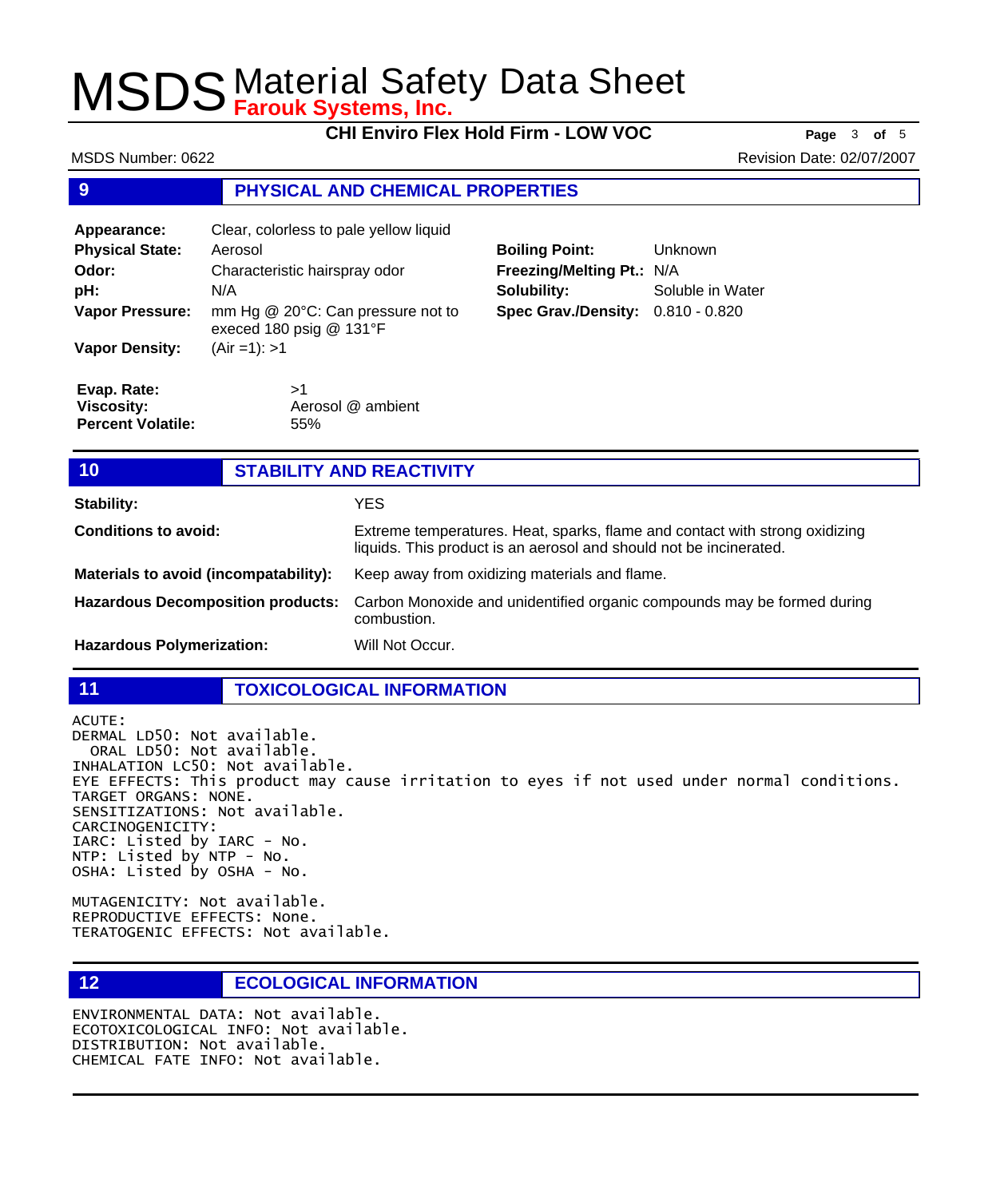## 9 PHYSICAL AND CHEMICAL PROPERTIES

**Appearance:** Clear, colorless to pale yellow liquid
**Physical State:** Aerosol
**Odor:** Characteristic hairspray odor
**pH:** N/A
**Vapor Pressure:** mm Hg @ 20°C: Can pressure not to exeed 180 psig @ 131°F
**Vapor Density:** (Air =1): >1

**Boiling Point:** Unknown
**Freezing/Melting Pt.:** N/A
**Solubility:** Soluble in Water
**Spec Grav./Density:** 0.810 - 0.820

**Evap. Rate:** >1
**Viscosity:** Aerosol @ ambient
**Percent Volatile:** 55%

## 10 STABILITY AND REACTIVITY

**Stability:** YES

**Conditions to avoid:** Extreme temperatures. Heat, sparks, flame and contact with strong oxidizing liquids. This product is an aerosol and should not be incinerated.

**Materials to avoid (incompatability):** Keep away from oxidizing materials and flame.

**Hazardous Decomposition products:** Carbon Monoxide and unidentified organic compounds may be formed during combustion.

**Hazardous Polymerization:** Will Not Occur.

## 11 TOXICOLOGICAL INFORMATION

ACUTE:
DERMAL LD50: Not available.
ORAL LD50: Not available.
INHALATION LC50: Not available.
EYE EFFECTS: This product may cause irritation to eyes if not used under normal conditions.
TARGET ORGANS: NONE.
SENSITIZATIONS: Not available.
CARCINOGENICITY:
IARC: Listed by IARC - No.
NTP: Listed by NTP - No.
OSHA: Listed by OSHA - No.

MUTAGENICITY: Not available.
REPRODUCTIVE EFFECTS: None.
TERATOGENIC EFFECTS: Not available.

## 12 ECOLOGICAL INFORMATION

ENVIRONMENTAL DATA: Not available.
ECOTOXICOLOGICAL INFO: Not available.
DISTRIBUTION: Not available.
CHEMICAL FATE INFO: Not available.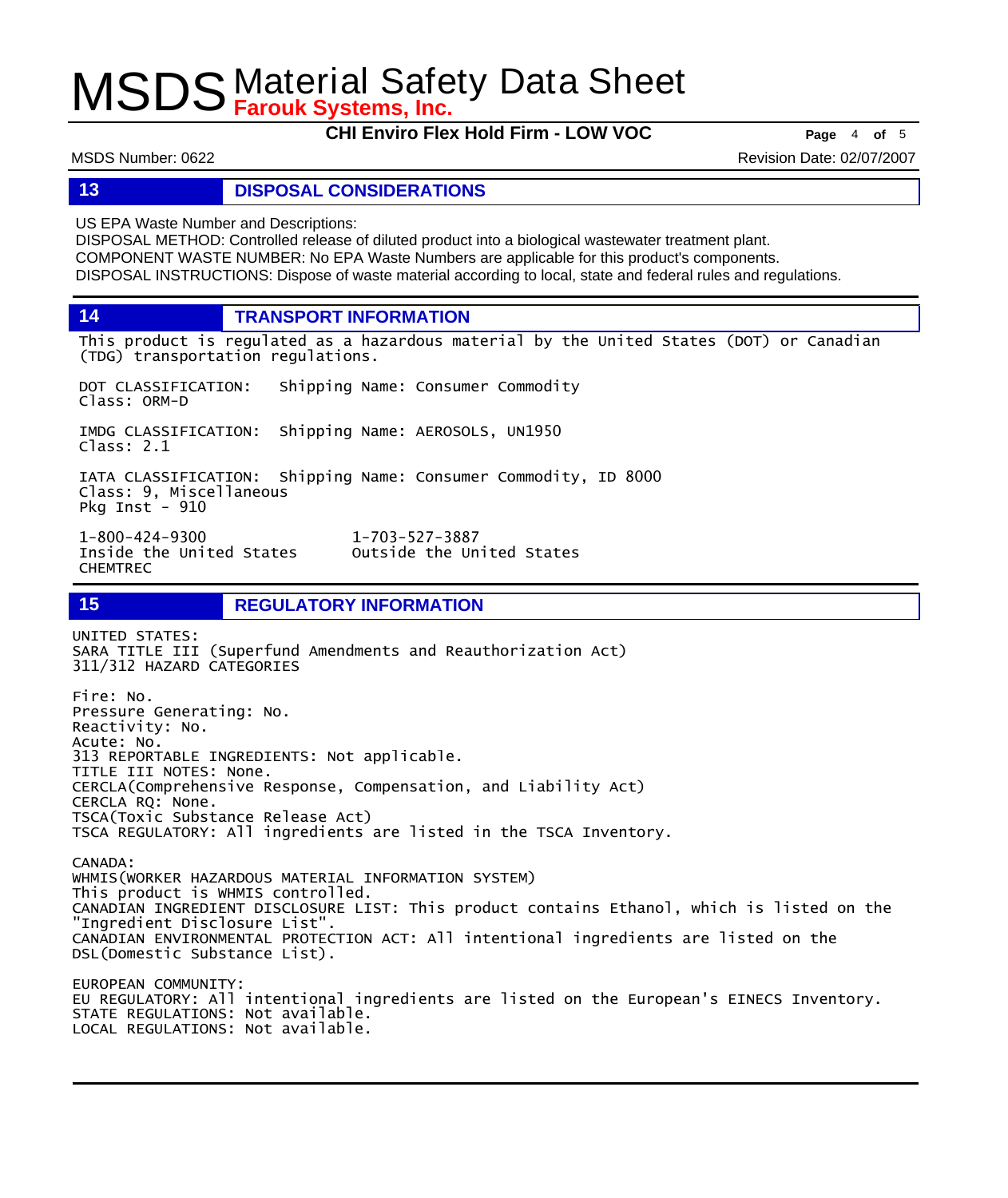## 13 DISPOSAL CONSIDERATIONS

US EPA Waste Number and Descriptions:
DISPOSAL METHOD: Controlled release of diluted product into a biological wastewater treatment plant.
COMPONENT WASTE NUMBER: No EPA Waste Numbers are applicable for this product's components.
DISPOSAL INSTRUCTIONS: Dispose of waste material according to local, state and federal rules and regulations.

## 14 TRANSPORT INFORMATION

This product is regulated as a hazardous material by the United States (DOT) or Canadian (TDG) transportation regulations.

DOT CLASSIFICATION: Shipping Name: Consumer Commodity
Class: ORM-D

IMDG CLASSIFICATION: Shipping Name: AEROSOLS, UN1950
Class: 2.1

IATA CLASSIFICATION: Shipping Name: Consumer Commodity, ID 8000
Class: 9, Miscellaneous
Pkg Inst - 910

| 1-800-424-9300 | 1-703-527-3887 |
|---|---|
| Inside the United States | Outside the United States |
| CHEMTREC | |

## 15 REGULATORY INFORMATION

UNITED STATES:
SARA TITLE III (Superfund Amendments and Reauthorization Act)
311/312 HAZARD CATEGORIES

Fire: No.
Pressure Generating: No.
Reactivity: No.
Acute: No.
313 REPORTABLE INGREDIENTS: Not applicable.
TITLE III NOTES: None.
CERCLA(Comprehensive Response, Compensation, and Liability Act)
CERCLA RQ: None.
TSCA(Toxic Substance Release Act)
TSCA REGULATORY: All ingredients are listed in the TSCA Inventory.

CANADA:
WHMIS(WORKER HAZARDOUS MATERIAL INFORMATION SYSTEM)
This product is WHMIS controlled.
CANADIAN INGREDIENT DISCLOSURE LIST: This product contains Ethanol, which is listed on the "Ingredient Disclosure List".
CANADIAN ENVIRONMENTAL PROTECTION ACT: All intentional ingredients are listed on the DSL(Domestic Substance List).

EUROPEAN COMMUNITY:
EU REGULATORY: All intentional ingredients are listed on the European's EINECS Inventory.
STATE REGULATIONS: Not available.
LOCAL REGULATIONS: Not available.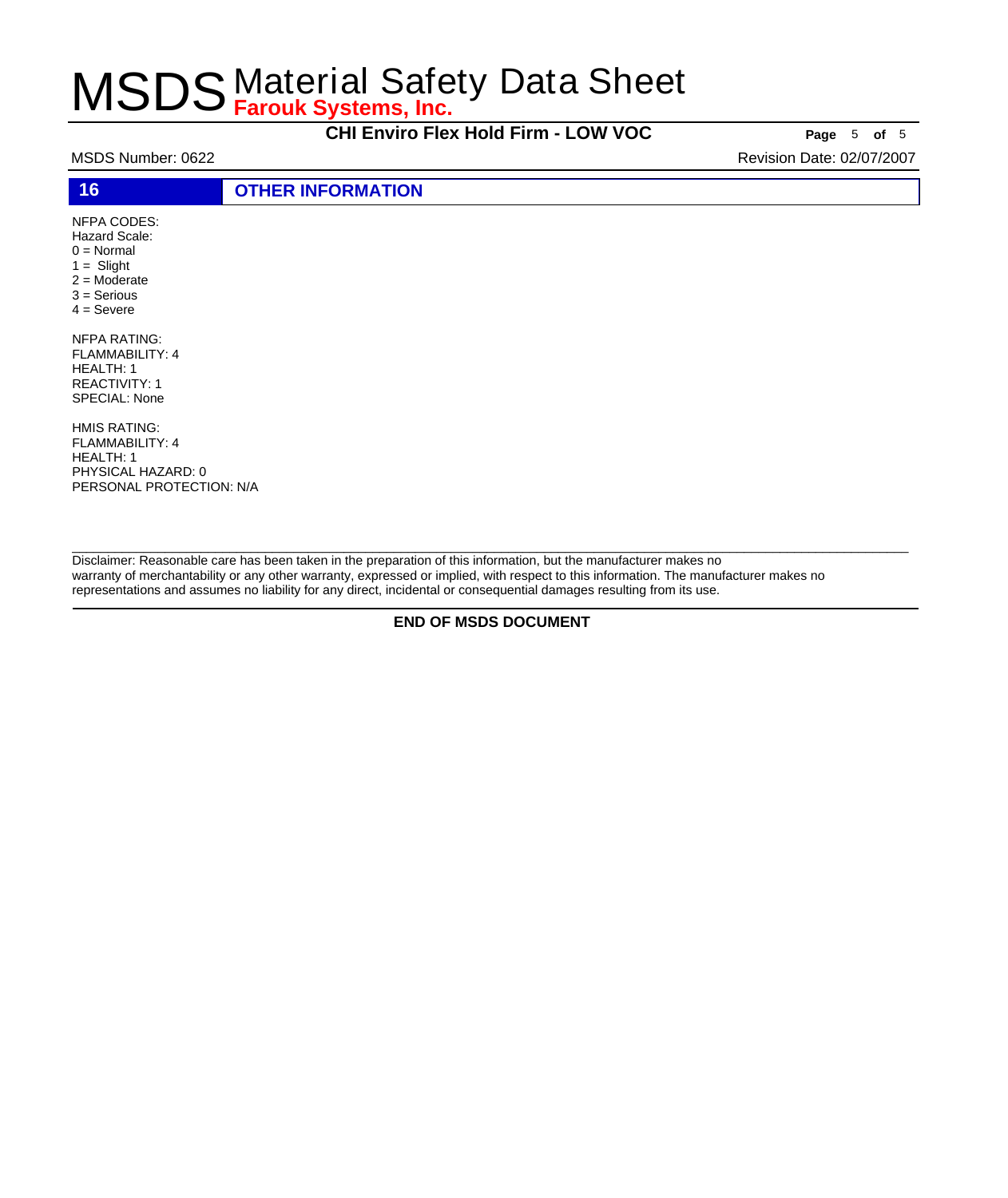## 16 OTHER INFORMATION

NFPA CODES:
Hazard Scale:
0 = Normal
1 = Slight
2 = Moderate
3 = Serious
4 = Severe

NFPA RATING:
FLAMMABILITY: 4
HEALTH: 1
REACTIVITY: 1
SPECIAL: None

HMIS RATING:
FLAMMABILITY: 4
HEALTH: 1
PHYSICAL HAZARD: 0
PERSONAL PROTECTION: N/A

---

Disclaimer: Reasonable care has been taken in the preparation of this information, but the manufacturer makes no warranty of merchantability or any other warranty, expressed or implied, with respect to this information. The manufacturer makes no representations and assumes no liability for any direct, incidental or consequential damages resulting from its use.

**END OF MSDS DOCUMENT**